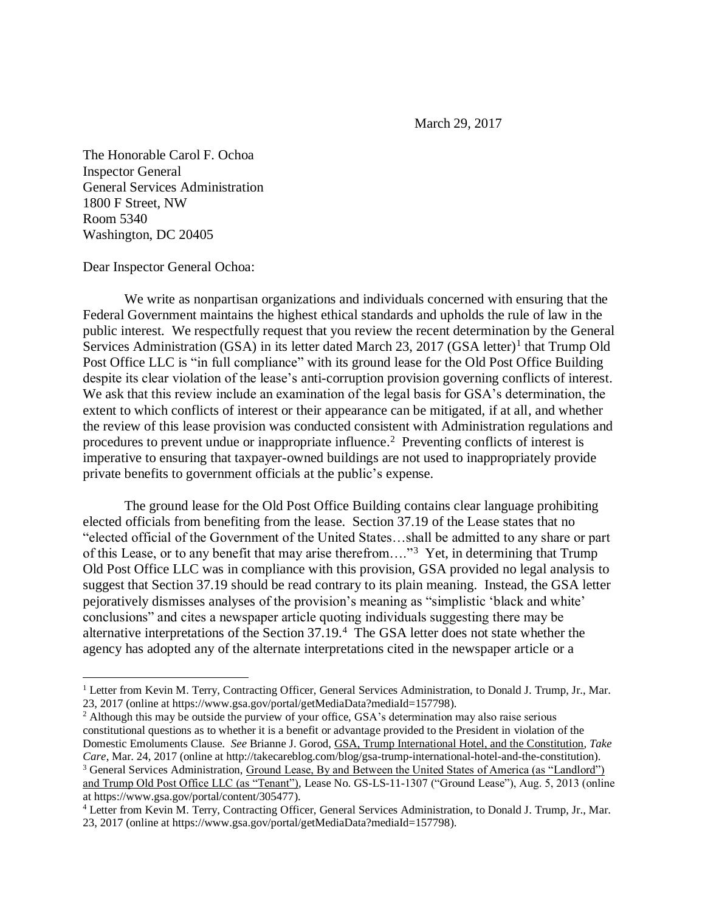March 29, 2017

The Honorable Carol F. Ochoa
Inspector General
General Services Administration
1800 F Street, NW
Room 5340
Washington, DC 20405

Dear Inspector General Ochoa:

We write as nonpartisan organizations and individuals concerned with ensuring that the Federal Government maintains the highest ethical standards and upholds the rule of law in the public interest. We respectfully request that you review the recent determination by the General Services Administration (GSA) in its letter dated March 23, 2017 (GSA letter)[1] that Trump Old Post Office LLC is "in full compliance" with its ground lease for the Old Post Office Building despite its clear violation of the lease's anti-corruption provision governing conflicts of interest. We ask that this review include an examination of the legal basis for GSA's determination, the extent to which conflicts of interest or their appearance can be mitigated, if at all, and whether the review of this lease provision was conducted consistent with Administration regulations and procedures to prevent undue or inappropriate influence.[2] Preventing conflicts of interest is imperative to ensuring that taxpayer-owned buildings are not used to inappropriately provide private benefits to government officials at the public's expense.

The ground lease for the Old Post Office Building contains clear language prohibiting elected officials from benefiting from the lease. Section 37.19 of the Lease states that no "elected official of the Government of the United States…shall be admitted to any share or part of this Lease, or to any benefit that may arise therefrom…."[3] Yet, in determining that Trump Old Post Office LLC was in compliance with this provision, GSA provided no legal analysis to suggest that Section 37.19 should be read contrary to its plain meaning. Instead, the GSA letter pejoratively dismisses analyses of the provision's meaning as "simplistic 'black and white' conclusions" and cites a newspaper article quoting individuals suggesting there may be alternative interpretations of the Section 37.19.[4] The GSA letter does not state whether the agency has adopted any of the alternate interpretations cited in the newspaper article or a

---

[1] Letter from Kevin M. Terry, Contracting Officer, General Services Administration, to Donald J. Trump, Jr., Mar. 23, 2017 (online at https://www.gsa.gov/portal/getMediaData?mediaId=157798).

[2] Although this may be outside the purview of your office, GSA's determination may also raise serious constitutional questions as to whether it is a benefit or advantage provided to the President in violation of the Domestic Emoluments Clause. *See* Brianne J. Gorod, GSA, Trump International Hotel, and the Constitution, *Take Care*, Mar. 24, 2017 (online at http://takecareblog.com/blog/gsa-trump-international-hotel-and-the-constitution).

[3] General Services Administration, Ground Lease, By and Between the United States of America (as "Landlord") and Trump Old Post Office LLC (as "Tenant"), Lease No. GS-LS-11-1307 ("Ground Lease"), Aug. 5, 2013 (online at https://www.gsa.gov/portal/content/305477).

[4] Letter from Kevin M. Terry, Contracting Officer, General Services Administration, to Donald J. Trump, Jr., Mar. 23, 2017 (online at https://www.gsa.gov/portal/getMediaData?mediaId=157798).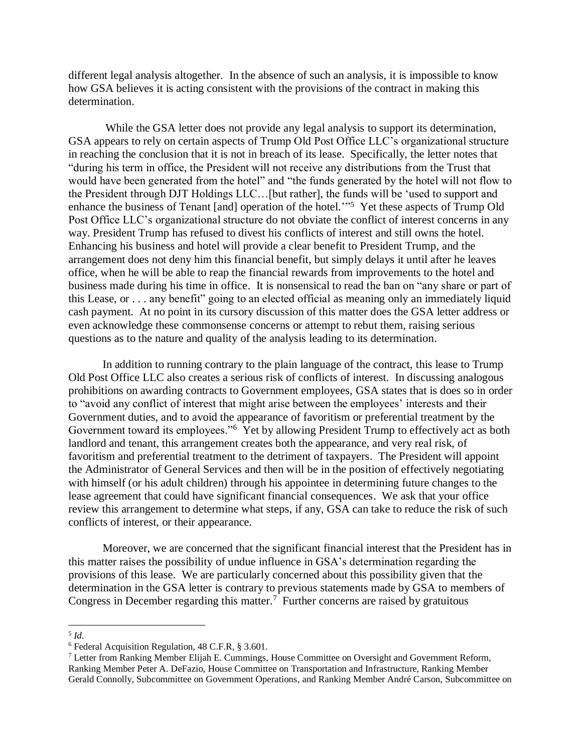different legal analysis altogether. In the absence of such an analysis, it is impossible to know how GSA believes it is acting consistent with the provisions of the contract in making this determination.

While the GSA letter does not provide any legal analysis to support its determination, GSA appears to rely on certain aspects of Trump Old Post Office LLC's organizational structure in reaching the conclusion that it is not in breach of its lease. Specifically, the letter notes that "during his term in office, the President will not receive any distributions from the Trust that would have been generated from the hotel" and "the funds generated by the hotel will not flow to the President through DJT Holdings LLC…[but rather], the funds will be 'used to support and enhance the business of Tenant [and] operation of the hotel.'"[5] Yet these aspects of Trump Old Post Office LLC's organizational structure do not obviate the conflict of interest concerns in any way. President Trump has refused to divest his conflicts of interest and still owns the hotel. Enhancing his business and hotel will provide a clear benefit to President Trump, and the arrangement does not deny him this financial benefit, but simply delays it until after he leaves office, when he will be able to reap the financial rewards from improvements to the hotel and business made during his time in office. It is nonsensical to read the ban on "any share or part of this Lease, or . . . any benefit" going to an elected official as meaning only an immediately liquid cash payment. At no point in its cursory discussion of this matter does the GSA letter address or even acknowledge these commonsense concerns or attempt to rebut them, raising serious questions as to the nature and quality of the analysis leading to its determination.

In addition to running contrary to the plain language of the contract, this lease to Trump Old Post Office LLC also creates a serious risk of conflicts of interest. In discussing analogous prohibitions on awarding contracts to Government employees, GSA states that is does so in order to "avoid any conflict of interest that might arise between the employees' interests and their Government duties, and to avoid the appearance of favoritism or preferential treatment by the Government toward its employees."[6] Yet by allowing President Trump to effectively act as both landlord and tenant, this arrangement creates both the appearance, and very real risk, of favoritism and preferential treatment to the detriment of taxpayers. The President will appoint the Administrator of General Services and then will be in the position of effectively negotiating with himself (or his adult children) through his appointee in determining future changes to the lease agreement that could have significant financial consequences. We ask that your office review this arrangement to determine what steps, if any, GSA can take to reduce the risk of such conflicts of interest, or their appearance.

Moreover, we are concerned that the significant financial interest that the President has in this matter raises the possibility of undue influence in GSA's determination regarding the provisions of this lease. We are particularly concerned about this possibility given that the determination in the GSA letter is contrary to previous statements made by GSA to members of Congress in December regarding this matter.[7] Further concerns are raised by gratuitous

---

[5] *Id*.

[6] Federal Acquisition Regulation, 48 C.F.R, § 3.601.

[7] Letter from Ranking Member Elijah E. Cummings, House Committee on Oversight and Government Reform, Ranking Member Peter A. DeFazio, House Committee on Transportation and Infrastructure, Ranking Member Gerald Connolly, Subcommittee on Government Operations, and Ranking Member André Carson, Subcommittee on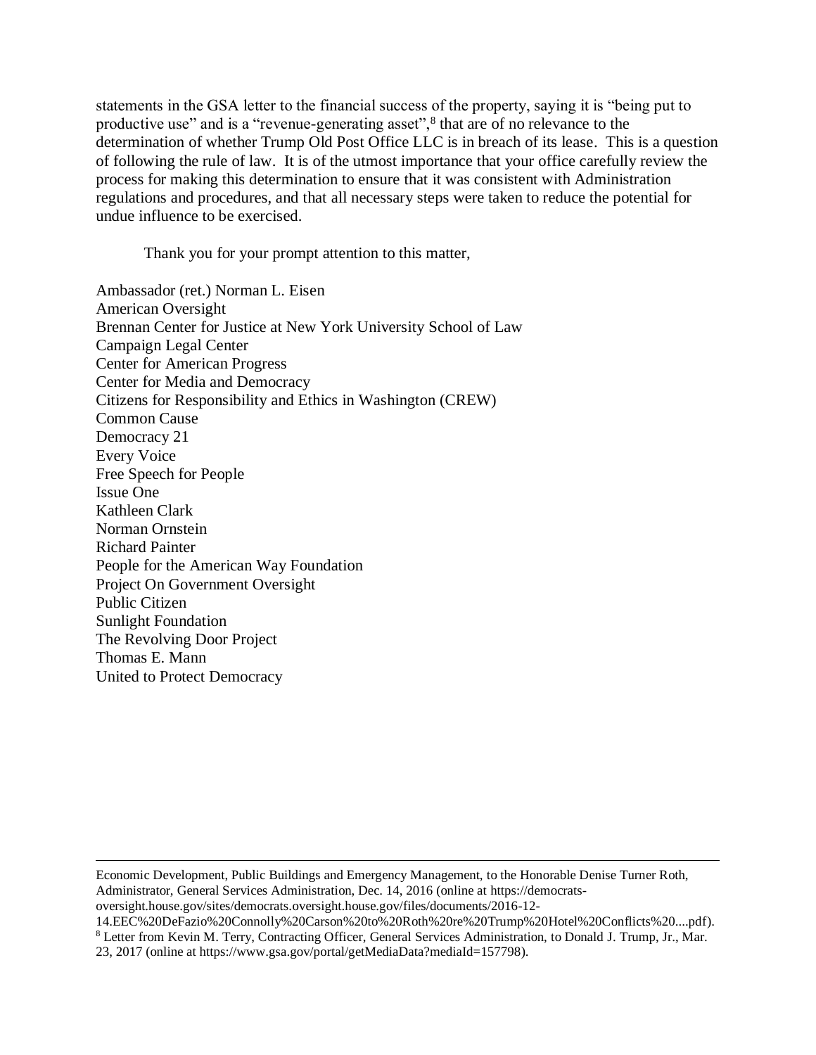statements in the GSA letter to the financial success of the property, saying it is "being put to productive use" and is a "revenue-generating asset",[8] that are of no relevance to the determination of whether Trump Old Post Office LLC is in breach of its lease. This is a question of following the rule of law. It is of the utmost importance that your office carefully review the process for making this determination to ensure that it was consistent with Administration regulations and procedures, and that all necessary steps were taken to reduce the potential for undue influence to be exercised.

Thank you for your prompt attention to this matter,

Ambassador (ret.) Norman L. Eisen
American Oversight
Brennan Center for Justice at New York University School of Law
Campaign Legal Center
Center for American Progress
Center for Media and Democracy
Citizens for Responsibility and Ethics in Washington (CREW)
Common Cause
Democracy 21
Every Voice
Free Speech for People
Issue One
Kathleen Clark
Norman Ornstein
Richard Painter
People for the American Way Foundation
Project On Government Oversight
Public Citizen
Sunlight Foundation
The Revolving Door Project
Thomas E. Mann
United to Protect Democracy

---

Economic Development, Public Buildings and Emergency Management, to the Honorable Denise Turner Roth, Administrator, General Services Administration, Dec. 14, 2016 (online at https://democrats-oversight.house.gov/sites/democrats.oversight.house.gov/files/documents/2016-12-14.EEC%20DeFazio%20Connolly%20Carson%20to%20Roth%20re%20Trump%20Hotel%20Conflicts%20....pdf).

[8] Letter from Kevin M. Terry, Contracting Officer, General Services Administration, to Donald J. Trump, Jr., Mar. 23, 2017 (online at https://www.gsa.gov/portal/getMediaData?mediaId=157798).